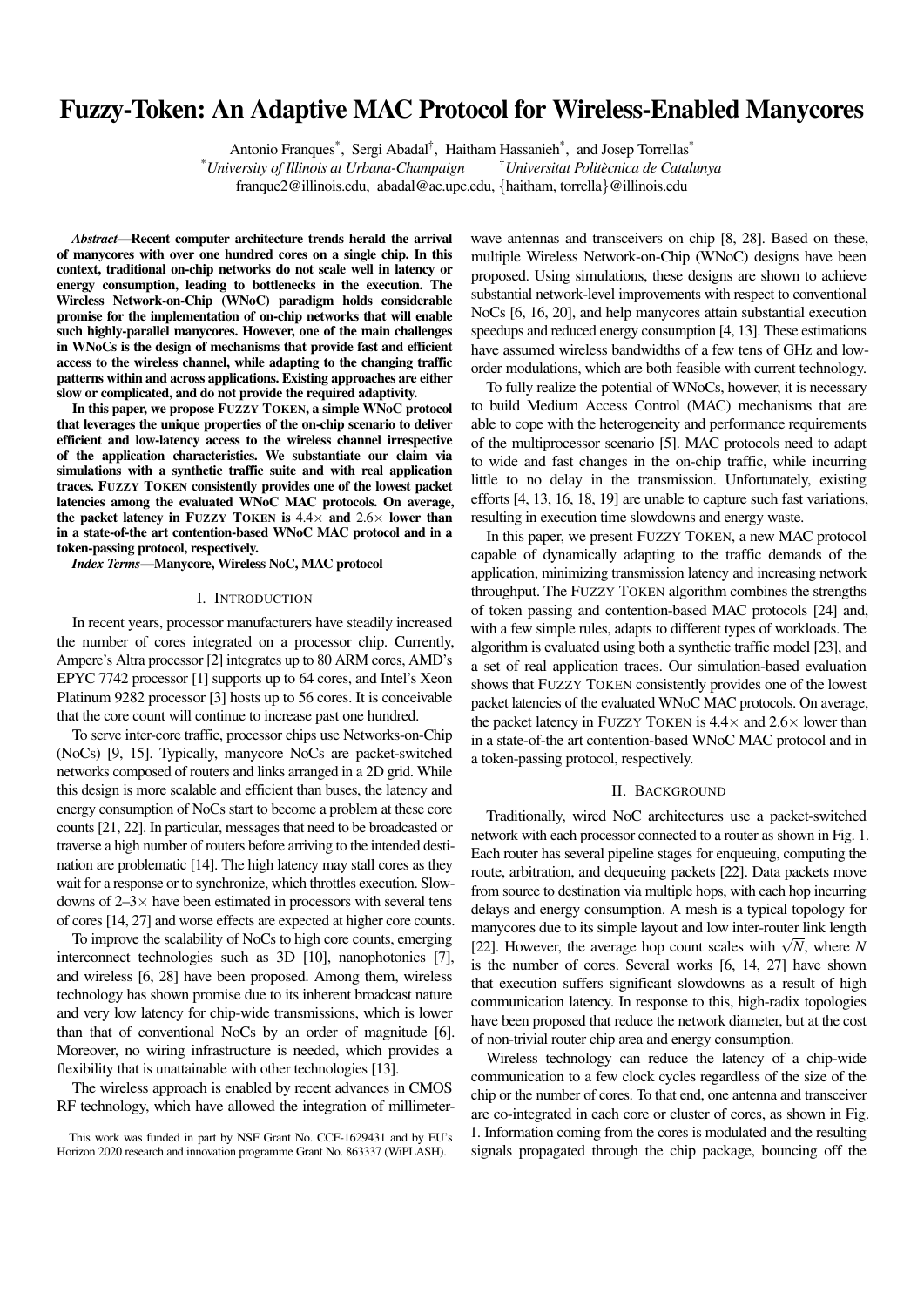# Fuzzy-Token: An Adaptive MAC Protocol for Wireless-Enabled Manycores

Antonio Franques[*], Sergi Abadal[†], Haitham Hassanieh[*], and Josep Torrellas[*]

[*]*University of Illinois at Urbana-Champaign* [†]*Universitat Politècnica de Catalunya*

franque2@illinois.edu, abadal@ac.upc.edu, {haitham, torrella}@illinois.edu

***Abstract*—Recent computer architecture trends herald the arrival of manycores with over one hundred cores on a single chip. In this context, traditional on-chip networks do not scale well in latency or energy consumption, leading to bottlenecks in the execution. The Wireless Network-on-Chip (WNoC) paradigm holds considerable promise for the implementation of on-chip networks that will enable such highly-parallel manycores. However, one of the main challenges in WNoCs is the design of mechanisms that provide fast and efficient access to the wireless channel, while adapting to the changing traffic patterns within and across applications. Existing approaches are either slow or complicated, and do not provide the required adaptivity.**

**In this paper, we propose FUZZY TOKEN, a simple WNoC protocol that leverages the unique properties of the on-chip scenario to deliver efficient and low-latency access to the wireless channel irrespective of the application characteristics. We substantiate our claim via simulations with a synthetic traffic suite and with real application traces. FUZZY TOKEN consistently provides one of the lowest packet latencies among the evaluated WNoC MAC protocols. On average, the packet latency in FUZZY TOKEN is 4.4× and 2.6× lower than in a state-of-the art contention-based WNoC MAC protocol and in a token-passing protocol, respectively.**

***Index Terms*—Manycore, Wireless NoC, MAC protocol**

## I. INTRODUCTION

In recent years, processor manufacturers have steadily increased the number of cores integrated on a processor chip. Currently, Ampere's Altra processor [2] integrates up to 80 ARM cores, AMD's EPYC 7742 processor [1] supports up to 64 cores, and Intel's Xeon Platinum 9282 processor [3] hosts up to 56 cores. It is conceivable that the core count will continue to increase past one hundred.

To serve inter-core traffic, processor chips use Networks-on-Chip (NoCs) [9, 15]. Typically, manycore NoCs are packet-switched networks composed of routers and links arranged in a 2D grid. While this design is more scalable and efficient than buses, the latency and energy consumption of NoCs start to become a problem at these core counts [21, 22]. In particular, messages that need to be broadcasted or traverse a high number of routers before arriving to the intended destination are problematic [14]. The high latency may stall cores as they wait for a response or to synchronize, which throttles execution. Slowdowns of 2–3× have been estimated in processors with several tens of cores [14, 27] and worse effects are expected at higher core counts.

To improve the scalability of NoCs to high core counts, emerging interconnect technologies such as 3D [10], nanophotonics [7], and wireless [6, 28] have been proposed. Among them, wireless technology has shown promise due to its inherent broadcast nature and very low latency for chip-wide transmissions, which is lower than that of conventional NoCs by an order of magnitude [6]. Moreover, no wiring infrastructure is needed, which provides a flexibility that is unattainable with other technologies [13].

The wireless approach is enabled by recent advances in CMOS RF technology, which have allowed the integration of millimeter-wave antennas and transceivers on chip [8, 28]. Based on these, multiple Wireless Network-on-Chip (WNoC) designs have been proposed. Using simulations, these designs are shown to achieve substantial network-level improvements with respect to conventional NoCs [6, 16, 20], and help manycores attain substantial execution speedups and reduced energy consumption [4, 13]. These estimations have assumed wireless bandwidths of a few tens of GHz and low-order modulations, which are both feasible with current technology.

To fully realize the potential of WNoCs, however, it is necessary to build Medium Access Control (MAC) mechanisms that are able to cope with the heterogeneity and performance requirements of the multiprocessor scenario [5]. MAC protocols need to adapt to wide and fast changes in the on-chip traffic, while incurring little to no delay in the transmission. Unfortunately, existing efforts [4, 13, 16, 18, 19] are unable to capture such fast variations, resulting in execution time slowdowns and energy waste.

In this paper, we present FUZZY TOKEN, a new MAC protocol capable of dynamically adapting to the traffic demands of the application, minimizing transmission latency and increasing network throughput. The FUZZY TOKEN algorithm combines the strengths of token passing and contention-based MAC protocols [24] and, with a few simple rules, adapts to different types of workloads. The algorithm is evaluated using both a synthetic traffic model [23], and a set of real application traces. Our simulation-based evaluation shows that FUZZY TOKEN consistently provides one of the lowest packet latencies of the evaluated WNoC MAC protocols. On average, the packet latency in FUZZY TOKEN is 4.4× and 2.6× lower than in a state-of-the art contention-based WNoC MAC protocol and in a token-passing protocol, respectively.

## II. BACKGROUND

Traditionally, wired NoC architectures use a packet-switched network with each processor connected to a router as shown in Fig. 1. Each router has several pipeline stages for enqueuing, computing the route, arbitration, and dequeuing packets [22]. Data packets move from source to destination via multiple hops, with each hop incurring delays and energy consumption. A mesh is a typical topology for manycores due to its simple layout and low inter-router link length [22]. However, the average hop count scales with $\sqrt{N}$, where $N$ is the number of cores. Several works [6, 14, 27] have shown that execution suffers significant slowdowns as a result of high communication latency. In response to this, high-radix topologies have been proposed that reduce the network diameter, but at the cost of non-trivial router chip area and energy consumption.

Wireless technology can reduce the latency of a chip-wide communication to a few clock cycles regardless of the size of the chip or the number of cores. To that end, one antenna and transceiver are co-integrated in each core or cluster of cores, as shown in Fig. 1. Information coming from the cores is modulated and the resulting signals propagated through the chip package, bouncing off the

This work was funded in part by NSF Grant No. CCF-1629431 and by EU's Horizon 2020 research and innovation programme Grant No. 863337 (WiPLASH).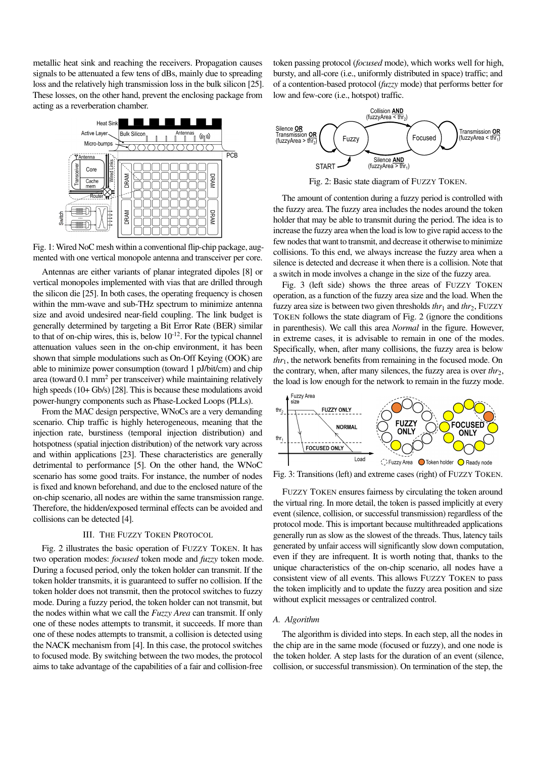metallic heat sink and reaching the receivers. Propagation causes signals to be attenuated a few tens of dBs, mainly due to spreading loss and the relatively high transmission loss in the bulk silicon [25]. These losses, on the other hand, prevent the enclosing package from acting as a reverberation chamber.

Fig. 1: Wired NoC mesh within a conventional flip-chip package, augmented with one vertical monopole antenna and transceiver per core.

Antennas are either variants of planar integrated dipoles [8] or vertical monopoles implemented with vias that are drilled through the silicon die [25]. In both cases, the operating frequency is chosen within the mm-wave and sub-THz spectrum to minimize antenna size and avoid undesired near-field coupling. The link budget is generally determined by targeting a Bit Error Rate (BER) similar to that of on-chip wires, this is, below $10^{-12}$. For the typical channel attenuation values seen in the on-chip environment, it has been shown that simple modulations such as On-Off Keying (OOK) are able to minimize power consumption (toward 1 pJ/bit/cm) and chip area (toward 0.1 mm$^2$ per transceiver) while maintaining relatively high speeds (10+ Gb/s) [28]. This is because these modulations avoid power-hungry components such as Phase-Locked Loops (PLLs).

From the MAC design perspective, WNoCs are a very demanding scenario. Chip traffic is highly heterogeneous, meaning that the injection rate, burstiness (temporal injection distribution) and hotspotness (spatial injection distribution) of the network vary across and within applications [23]. These characteristics are generally detrimental to performance [5]. On the other hand, the WNoC scenario has some good traits. For instance, the number of nodes is fixed and known beforehand, and due to the enclosed nature of the on-chip scenario, all nodes are within the same transmission range. Therefore, the hidden/exposed terminal effects can be avoided and collisions can be detected [4].

## III. The Fuzzy Token Protocol

Fig. 2 illustrates the basic operation of Fuzzy Token. It has two operation modes: *focused* token mode and *fuzzy* token mode. During a focused period, only the token holder can transmit. If the token holder transmits, it is guaranteed to suffer no collision. If the token holder does not transmit, then the protocol switches to fuzzy mode. During a fuzzy period, the token holder can not transmit, but the nodes within what we call the *Fuzzy Area* can transmit. If only one of these nodes attempts to transmit, it succeeds. If more than one of these nodes attempts to transmit, a collision is detected using the NACK mechanism from [4]. In this case, the protocol switches to focused mode. By switching between the two modes, the protocol aims to take advantage of the capabilities of a fair and collision-free token passing protocol (*focused* mode), which works well for high, bursty, and all-core (i.e., uniformly distributed in space) traffic; and of a contention-based protocol (*fuzzy* mode) that performs better for low and few-core (i.e., hotspot) traffic.

Fig. 2: Basic state diagram of Fuzzy Token.

The amount of contention during a fuzzy period is controlled with the fuzzy area. The fuzzy area includes the nodes around the token holder that may be able to transmit during the period. The idea is to increase the fuzzy area when the load is low to give rapid access to the few nodes that want to transmit, and decrease it otherwise to minimize collisions. To this end, we always increase the fuzzy area when a silence is detected and decrease it when there is a collision. Note that a switch in mode involves a change in the size of the fuzzy area.

Fig. 3 (left side) shows the three areas of Fuzzy Token operation, as a function of the fuzzy area size and the load. When the fuzzy area size is between two given thresholds $thr_1$ and $thr_2$, Fuzzy Token follows the state diagram of Fig. 2 (ignore the conditions in parenthesis). We call this area *Normal* in the figure. However, in extreme cases, it is advisable to remain in one of the modes. Specifically, when, after many collisions, the fuzzy area is below $thr_1$, the network benefits from remaining in the focused mode. On the contrary, when, after many silences, the fuzzy area is over $thr_2$, the load is low enough for the network to remain in the fuzzy mode.

Fig. 3: Transitions (left) and extreme cases (right) of Fuzzy Token.

Fuzzy Token ensures fairness by circulating the token around the virtual ring. In more detail, the token is passed implicitly at every event (silence, collision, or successful transmission) regardless of the protocol mode. This is important because multithreaded applications generally run as slow as the slowest of the threads. Thus, latency tails generated by unfair access will significantly slow down computation, even if they are infrequent. It is worth noting that, thanks to the unique characteristics of the on-chip scenario, all nodes have a consistent view of all events. This allows Fuzzy Token to pass the token implicitly and to update the fuzzy area position and size without explicit messages or centralized control.

### A. Algorithm

The algorithm is divided into steps. In each step, all the nodes in the chip are in the same mode (focused or fuzzy), and one node is the token holder. A step lasts for the duration of an event (silence, collision, or successful transmission). On termination of the step, the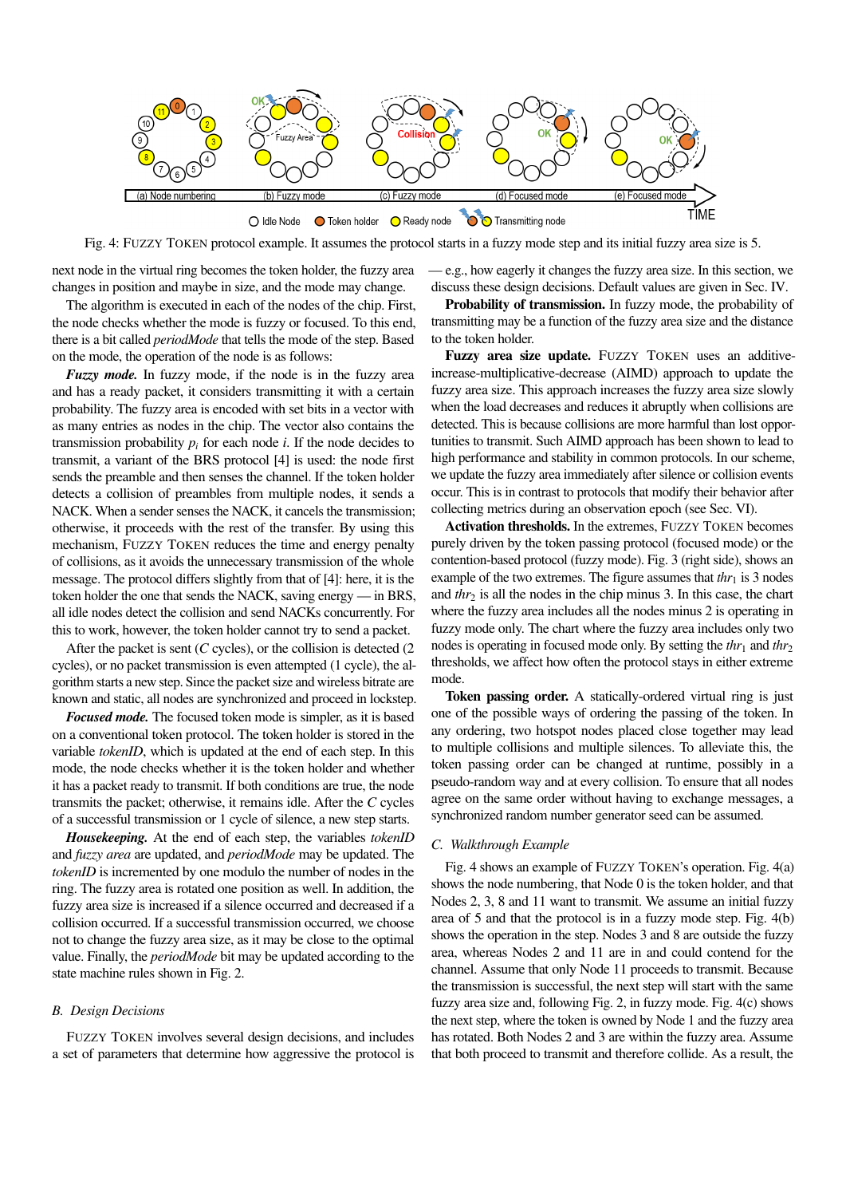Fig. 4: FUZZY TOKEN protocol example. It assumes the protocol starts in a fuzzy mode step and its initial fuzzy area size is 5.

next node in the virtual ring becomes the token holder, the fuzzy area changes in position and maybe in size, and the mode may change.

The algorithm is executed in each of the nodes of the chip. First, the node checks whether the mode is fuzzy or focused. To this end, there is a bit called *periodMode* that tells the mode of the step. Based on the mode, the operation of the node is as follows:

***Fuzzy mode.*** In fuzzy mode, if the node is in the fuzzy area and has a ready packet, it considers transmitting it with a certain probability. The fuzzy area is encoded with set bits in a vector with as many entries as nodes in the chip. The vector also contains the transmission probability $p_i$ for each node $i$. If the node decides to transmit, a variant of the BRS protocol [4] is used: the node first sends the preamble and then senses the channel. If the token holder detects a collision of preambles from multiple nodes, it sends a NACK. When a sender senses the NACK, it cancels the transmission; otherwise, it proceeds with the rest of the transfer. By using this mechanism, FUZZY TOKEN reduces the time and energy penalty of collisions, as it avoids the unnecessary transmission of the whole message. The protocol differs slightly from that of [4]: here, it is the token holder the one that sends the NACK, saving energy — in BRS, all idle nodes detect the collision and send NACKs concurrently. For this to work, however, the token holder cannot try to send a packet.

After the packet is sent ($C$ cycles), or the collision is detected (2 cycles), or no packet transmission is even attempted (1 cycle), the algorithm starts a new step. Since the packet size and wireless bitrate are known and static, all nodes are synchronized and proceed in lockstep.

***Focused mode.*** The focused token mode is simpler, as it is based on a conventional token protocol. The token holder is stored in the variable *tokenID*, which is updated at the end of each step. In this mode, the node checks whether it is the token holder and whether it has a packet ready to transmit. If both conditions are true, the node transmits the packet; otherwise, it remains idle. After the $C$ cycles of a successful transmission or 1 cycle of silence, a new step starts.

***Housekeeping.*** At the end of each step, the variables *tokenID* and *fuzzy area* are updated, and *periodMode* may be updated. The *tokenID* is incremented by one modulo the number of nodes in the ring. The fuzzy area is rotated one position as well. In addition, the fuzzy area size is increased if a silence occurred and decreased if a collision occurred. If a successful transmission occurred, we choose not to change the fuzzy area size, as it may be close to the optimal value. Finally, the *periodMode* bit may be updated according to the state machine rules shown in Fig. 2.

## B. Design Decisions

FUZZY TOKEN involves several design decisions, and includes a set of parameters that determine how aggressive the protocol is — e.g., how eagerly it changes the fuzzy area size. In this section, we discuss these design decisions. Default values are given in Sec. IV.

**Probability of transmission.** In fuzzy mode, the probability of transmitting may be a function of the fuzzy area size and the distance to the token holder.

**Fuzzy area size update.** FUZZY TOKEN uses an additive-increase-multiplicative-decrease (AIMD) approach to update the fuzzy area size. This approach increases the fuzzy area size slowly when the load decreases and reduces it abruptly when collisions are detected. This is because collisions are more harmful than lost opportunities to transmit. Such AIMD approach has been shown to lead to high performance and stability in common protocols. In our scheme, we update the fuzzy area immediately after silence or collision events occur. This is in contrast to protocols that modify their behavior after collecting metrics during an observation epoch (see Sec. VI).

**Activation thresholds.** In the extremes, FUZZY TOKEN becomes purely driven by the token passing protocol (focused mode) or the contention-based protocol (fuzzy mode). Fig. 3 (right side), shows an example of the two extremes. The figure assumes that $thr_1$ is 3 nodes and $thr_2$ is all the nodes in the chip minus 3. In this case, the chart where the fuzzy area includes all the nodes minus 2 is operating in fuzzy mode only. The chart where the fuzzy area includes only two nodes is operating in focused mode only. By setting the $thr_1$ and $thr_2$ thresholds, we affect how often the protocol stays in either extreme mode.

**Token passing order.** A statically-ordered virtual ring is just one of the possible ways of ordering the passing of the token. In any ordering, two hotspot nodes placed close together may lead to multiple collisions and multiple silences. To alleviate this, the token passing order can be changed at runtime, possibly in a pseudo-random way and at every collision. To ensure that all nodes agree on the same order without having to exchange messages, a synchronized random number generator seed can be assumed.

## C. Walkthrough Example

Fig. 4 shows an example of FUZZY TOKEN's operation. Fig. 4(a) shows the node numbering, that Node 0 is the token holder, and that Nodes 2, 3, 8 and 11 want to transmit. We assume an initial fuzzy area of 5 and that the protocol is in a fuzzy mode step. Fig. 4(b) shows the operation in the step. Nodes 3 and 8 are outside the fuzzy area, whereas Nodes 2 and 11 are in and could contend for the channel. Assume that only Node 11 proceeds to transmit. Because the transmission is successful, the next step will start with the same fuzzy area size and, following Fig. 2, in fuzzy mode. Fig. 4(c) shows the next step, where the token is owned by Node 1 and the fuzzy area has rotated. Both Nodes 2 and 3 are within the fuzzy area. Assume that both proceed to transmit and therefore collide. As a result, the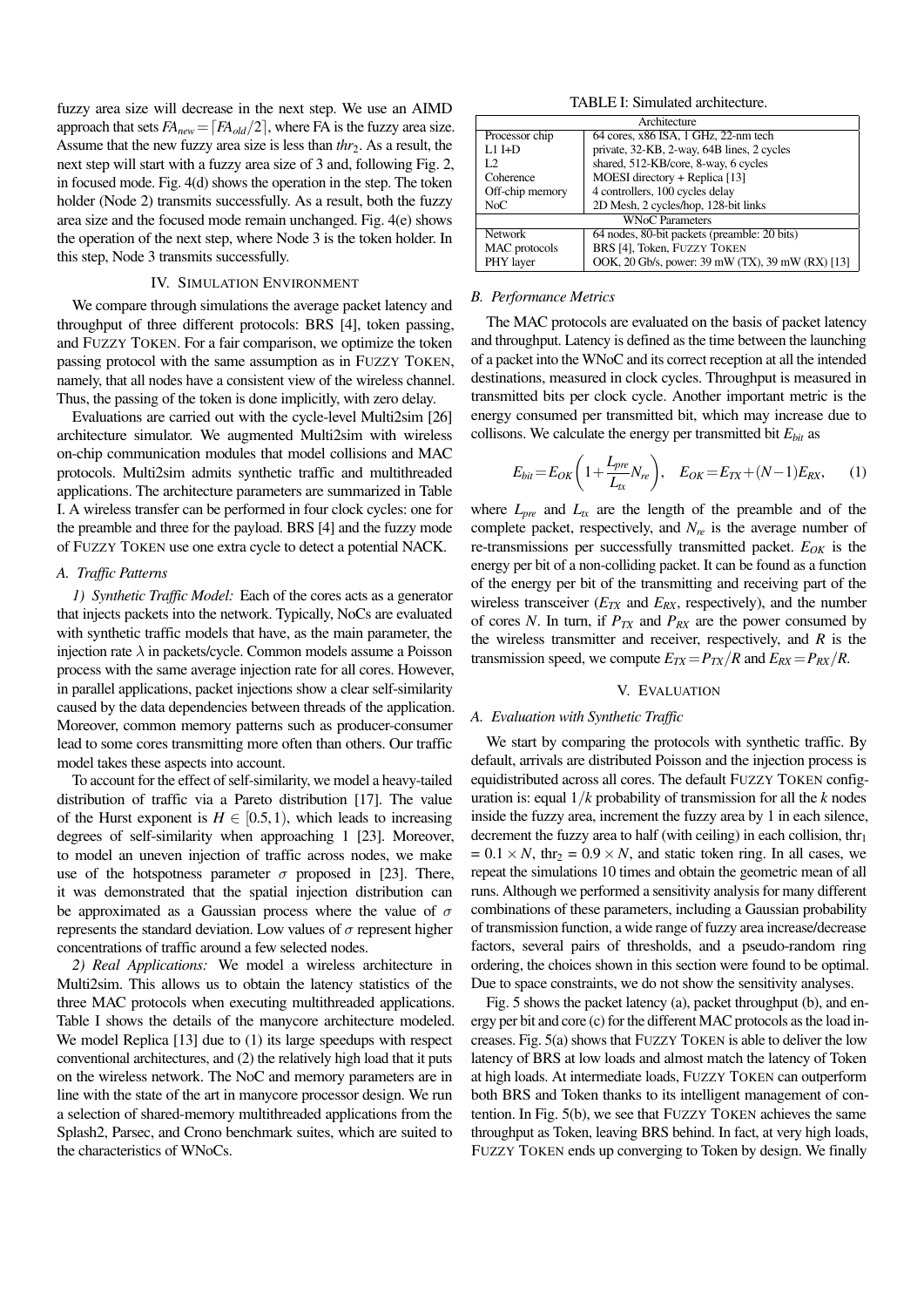fuzzy area size will decrease in the next step. We use an AIMD approach that sets $FA_{new} = \lceil FA_{old}/2 \rceil$, where FA is the fuzzy area size. Assume that the new fuzzy area size is less than $thr_2$. As a result, the next step will start with a fuzzy area size of 3 and, following Fig. 2, in focused mode. Fig. 4(d) shows the operation in the step. The token holder (Node 2) transmits successfully. As a result, both the fuzzy area size and the focused mode remain unchanged. Fig. 4(e) shows the operation of the next step, where Node 3 is the token holder. In this step, Node 3 transmits successfully.

## IV. Simulation Environment

We compare through simulations the average packet latency and throughput of three different protocols: BRS [4], token passing, and FUZZY TOKEN. For a fair comparison, we optimize the token passing protocol with the same assumption as in FUZZY TOKEN, namely, that all nodes have a consistent view of the wireless channel. Thus, the passing of the token is done implicitly, with zero delay.

Evaluations are carried out with the cycle-level Multi2sim [26] architecture simulator. We augmented Multi2sim with wireless on-chip communication modules that model collisions and MAC protocols. Multi2sim admits synthetic traffic and multithreaded applications. The architecture parameters are summarized in Table I. A wireless transfer can be performed in four clock cycles: one for the preamble and three for the payload. BRS [4] and the fuzzy mode of FUZZY TOKEN use one extra cycle to detect a potential NACK.

### A. Traffic Patterns

*1) Synthetic Traffic Model:* Each of the cores acts as a generator that injects packets into the network. Typically, NoCs are evaluated with synthetic traffic models that have, as the main parameter, the injection rate $\lambda$ in packets/cycle. Common models assume a Poisson process with the same average injection rate for all cores. However, in parallel applications, packet injections show a clear self-similarity caused by the data dependencies between threads of the application. Moreover, common memory patterns such as producer-consumer lead to some cores transmitting more often than others. Our traffic model takes these aspects into account.

To account for the effect of self-similarity, we model a heavy-tailed distribution of traffic via a Pareto distribution [17]. The value of the Hurst exponent is $H \in [0.5, 1)$, which leads to increasing degrees of self-similarity when approaching 1 [23]. Moreover, to model an uneven injection of traffic across nodes, we make use of the hotspotness parameter $\sigma$ proposed in [23]. There, it was demonstrated that the spatial injection distribution can be approximated as a Gaussian process where the value of $\sigma$ represents the standard deviation. Low values of $\sigma$ represent higher concentrations of traffic around a few selected nodes.

*2) Real Applications:* We model a wireless architecture in Multi2sim. This allows us to obtain the latency statistics of the three MAC protocols when executing multithreaded applications. Table I shows the details of the manycore architecture modeled. We model Replica [13] due to (1) its large speedups with respect conventional architectures, and (2) the relatively high load that it puts on the wireless network. The NoC and memory parameters are in line with the state of the art in manycore processor design. We run a selection of shared-memory multithreaded applications from the Splash2, Parsec, and Crono benchmark suites, which are suited to the characteristics of WNoCs.

TABLE I: Simulated architecture.

| Architecture | |
|---|---|
| Processor chip | 64 cores, x86 ISA, 1 GHz, 22-nm tech |
| L1 I+D | private, 32-KB, 2-way, 64B lines, 2 cycles |
| L2 | shared, 512-KB/core, 8-way, 6 cycles |
| Coherence | MOESI directory + Replica [13] |
| Off-chip memory | 4 controllers, 100 cycles delay |
| NoC | 2D Mesh, 2 cycles/hop, 128-bit links |
| **WNoC Parameters** | |
| Network | 64 nodes, 80-bit packets (preamble: 20 bits) |
| MAC protocols | BRS [4], Token, FUZZY TOKEN |
| PHY layer | OOK, 20 Gb/s, power: 39 mW (TX), 39 mW (RX) [13] |

### B. Performance Metrics

The MAC protocols are evaluated on the basis of packet latency and throughput. Latency is defined as the time between the launching of a packet into the WNoC and its correct reception at all the intended destinations, measured in clock cycles. Throughput is measured in transmitted bits per clock cycle. Another important metric is the energy consumed per transmitted bit, which may increase due to collisons. We calculate the energy per transmitted bit $E_{bit}$ as

$$E_{bit} = E_{OK}\left(1 + \frac{L_{pre}}{L_{tx}} N_{re}\right), \quad E_{OK} = E_{TX} + (N-1)E_{RX}, \qquad (1)$$

where $L_{pre}$ and $L_{tx}$ are the length of the preamble and of the complete packet, respectively, and $N_{re}$ is the average number of re-transmissions per successfully transmitted packet. $E_{OK}$ is the energy per bit of a non-colliding packet. It can be found as a function of the energy per bit of the transmitting and receiving part of the wireless transceiver ($E_{TX}$ and $E_{RX}$, respectively), and the number of cores $N$. In turn, if $P_{TX}$ and $P_{RX}$ are the power consumed by the wireless transmitter and receiver, respectively, and $R$ is the transmission speed, we compute $E_{TX} = P_{TX}/R$ and $E_{RX} = P_{RX}/R$.

## V. Evaluation

### A. Evaluation with Synthetic Traffic

We start by comparing the protocols with synthetic traffic. By default, arrivals are distributed Poisson and the injection process is equidistributed across all cores. The default FUZZY TOKEN configuration is: equal $1/k$ probability of transmission for all the $k$ nodes inside the fuzzy area, increment the fuzzy area by 1 in each silence, decrement the fuzzy area to half (with ceiling) in each collision, $\text{thr}_1 = 0.1 \times N$, $\text{thr}_2 = 0.9 \times N$, and static token ring. In all cases, we repeat the simulations 10 times and obtain the geometric mean of all runs. Although we performed a sensitivity analysis for many different combinations of these parameters, including a Gaussian probability of transmission function, a wide range of fuzzy area increase/decrease factors, several pairs of thresholds, and a pseudo-random ring ordering, the choices shown in this section were found to be optimal. Due to space constraints, we do not show the sensitivity analyses.

Fig. 5 shows the packet latency (a), packet throughput (b), and energy per bit and core (c) for the different MAC protocols as the load increases. Fig. 5(a) shows that FUZZY TOKEN is able to deliver the low latency of BRS at low loads and almost match the latency of Token at high loads. At intermediate loads, FUZZY TOKEN can outperform both BRS and Token thanks to its intelligent management of contention. In Fig. 5(b), we see that FUZZY TOKEN achieves the same throughput as Token, leaving BRS behind. In fact, at very high loads, FUZZY TOKEN ends up converging to Token by design. We finally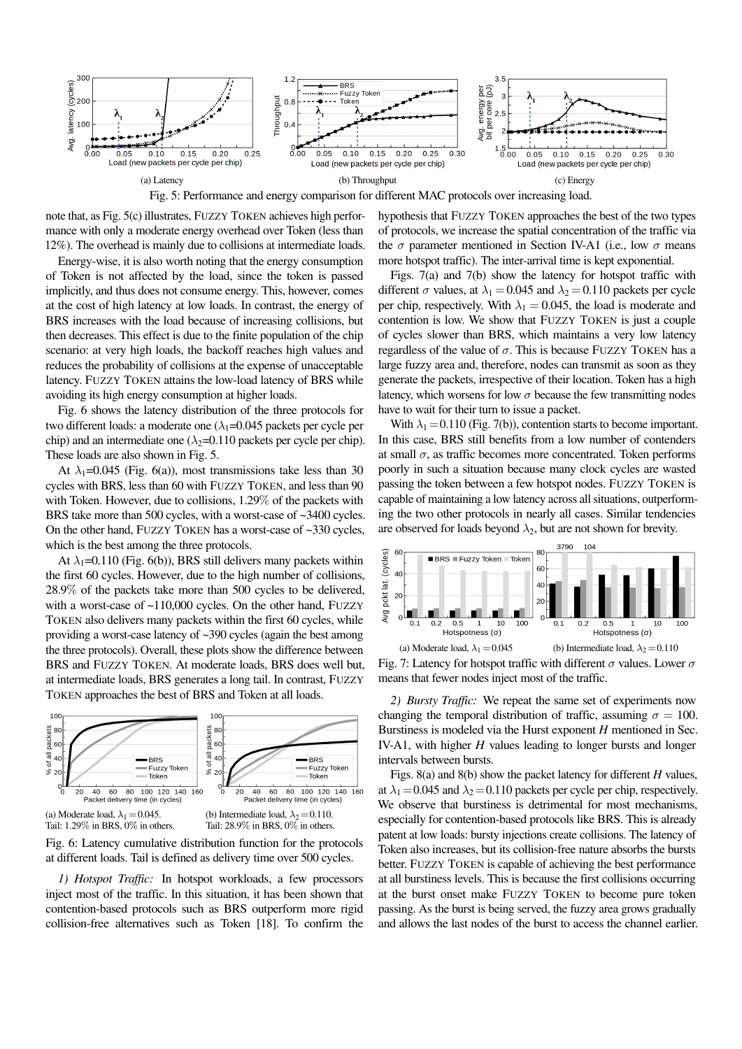(a) Latency (b) Throughput (c) Energy

Fig. 5: Performance and energy comparison for different MAC protocols over increasing load.

note that, as Fig. 5(c) illustrates, FUZZY TOKEN achieves high performance with only a moderate energy overhead over Token (less than 12%). The overhead is mainly due to collisions at intermediate loads.

Energy-wise, it is also worth noting that the energy consumption of Token is not affected by the load, since the token is passed implicitly, and thus does not consume energy. This, however, comes at the cost of high latency at low loads. In contrast, the energy of BRS increases with the load because of increasing collisions, but then decreases. This effect is due to the finite population of the chip scenario: at very high loads, the backoff reaches high values and reduces the probability of collisions at the expense of unacceptable latency. FUZZY TOKEN attains the low-load latency of BRS while avoiding its high energy consumption at higher loads.

Fig. 6 shows the latency distribution of the three protocols for two different loads: a moderate one ($\lambda_1$=0.045 packets per cycle per chip) and an intermediate one ($\lambda_2$=0.110 packets per cycle per chip). These loads are also shown in Fig. 5.

At $\lambda_1$=0.045 (Fig. 6(a)), most transmissions take less than 30 cycles with BRS, less than 60 with FUZZY TOKEN, and less than 90 with Token. However, due to collisions, 1.29% of the packets with BRS take more than 500 cycles, with a worst-case of ~3400 cycles. On the other hand, FUZZY TOKEN has a worst-case of ~330 cycles, which is the best among the three protocols.

At $\lambda_1$=0.110 (Fig. 6(b)), BRS still delivers many packets within the first 60 cycles. However, due to the high number of collisions, 28.9% of the packets take more than 500 cycles to be delivered, with a worst-case of ~110,000 cycles. On the other hand, FUZZY TOKEN also delivers many packets within the first 60 cycles, while providing a worst-case latency of ~390 cycles (again the best among the three protocols). Overall, these plots show the difference between BRS and FUZZY TOKEN. At moderate loads, BRS does well but, at intermediate loads, BRS generates a long tail. In contrast, FUZZY TOKEN approaches the best of BRS and Token at all loads.

(a) Moderate load, $\lambda_1 = 0.045$. Tail: 1.29% in BRS, 0% in others.

(b) Intermediate load, $\lambda_2 = 0.110$. Tail: 28.9% in BRS, 0% in others.

Fig. 6: Latency cumulative distribution function for the protocols at different loads. Tail is defined as delivery time over 500 cycles.

*1) Hotspot Traffic:* In hotspot workloads, a few processors inject most of the traffic. In this situation, it has been shown that contention-based protocols such as BRS outperform more rigid collision-free alternatives such as Token [18]. To confirm the hypothesis that FUZZY TOKEN approaches the best of the two types of protocols, we increase the spatial concentration of the traffic via the $\sigma$ parameter mentioned in Section IV-A1 (i.e., low $\sigma$ means more hotspot traffic). The inter-arrival time is kept exponential.

Figs. 7(a) and 7(b) show the latency for hotspot traffic with different $\sigma$ values, at $\lambda_1 = 0.045$ and $\lambda_2 = 0.110$ packets per cycle per chip, respectively. With $\lambda_1 = 0.045$, the load is moderate and contention is low. We show that FUZZY TOKEN is just a couple of cycles slower than BRS, which maintains a very low latency regardless of the value of $\sigma$. This is because FUZZY TOKEN has a large fuzzy area and, therefore, nodes can transmit as soon as they generate the packets, irrespective of their location. Token has a high latency, which worsens for low $\sigma$ because the few transmitting nodes have to wait for their turn to issue a packet.

With $\lambda_1 = 0.110$ (Fig. 7(b)), contention starts to become important. In this case, BRS still benefits from a low number of contenders at small $\sigma$, as traffic becomes more concentrated. Token performs poorly in such a situation because many clock cycles are wasted passing the token between a few hotspot nodes. FUZZY TOKEN is capable of maintaining a low latency across all situations, outperforming the two other protocols in nearly all cases. Similar tendencies are observed for loads beyond $\lambda_2$, but are not shown for brevity.

(a) Moderate load, $\lambda_1 = 0.045$ (b) Intermediate load, $\lambda_2 = 0.110$

Fig. 7: Latency for hotspot traffic with different $\sigma$ values. Lower $\sigma$ means that fewer nodes inject most of the traffic.

*2) Bursty Traffic:* We repeat the same set of experiments now changing the temporal distribution of traffic, assuming $\sigma = 100$. Burstiness is modeled via the Hurst exponent $H$ mentioned in Sec. IV-A1, with higher $H$ values leading to longer bursts and longer intervals between bursts.

Figs. 8(a) and 8(b) show the packet latency for different $H$ values, at $\lambda_1 = 0.045$ and $\lambda_2 = 0.110$ packets per cycle per chip, respectively. We observe that burstiness is detrimental for most mechanisms, especially for contention-based protocols like BRS. This is already patent at low loads: bursty injections create collisions. The latency of Token also increases, but its collision-free nature absorbs the bursts better. FUZZY TOKEN is capable of achieving the best performance at all burstiness levels. This is because the first collisions occurring at the burst onset make FUZZY TOKEN to become pure token passing. As the burst is being served, the fuzzy area grows gradually and allows the last nodes of the burst to access the channel earlier.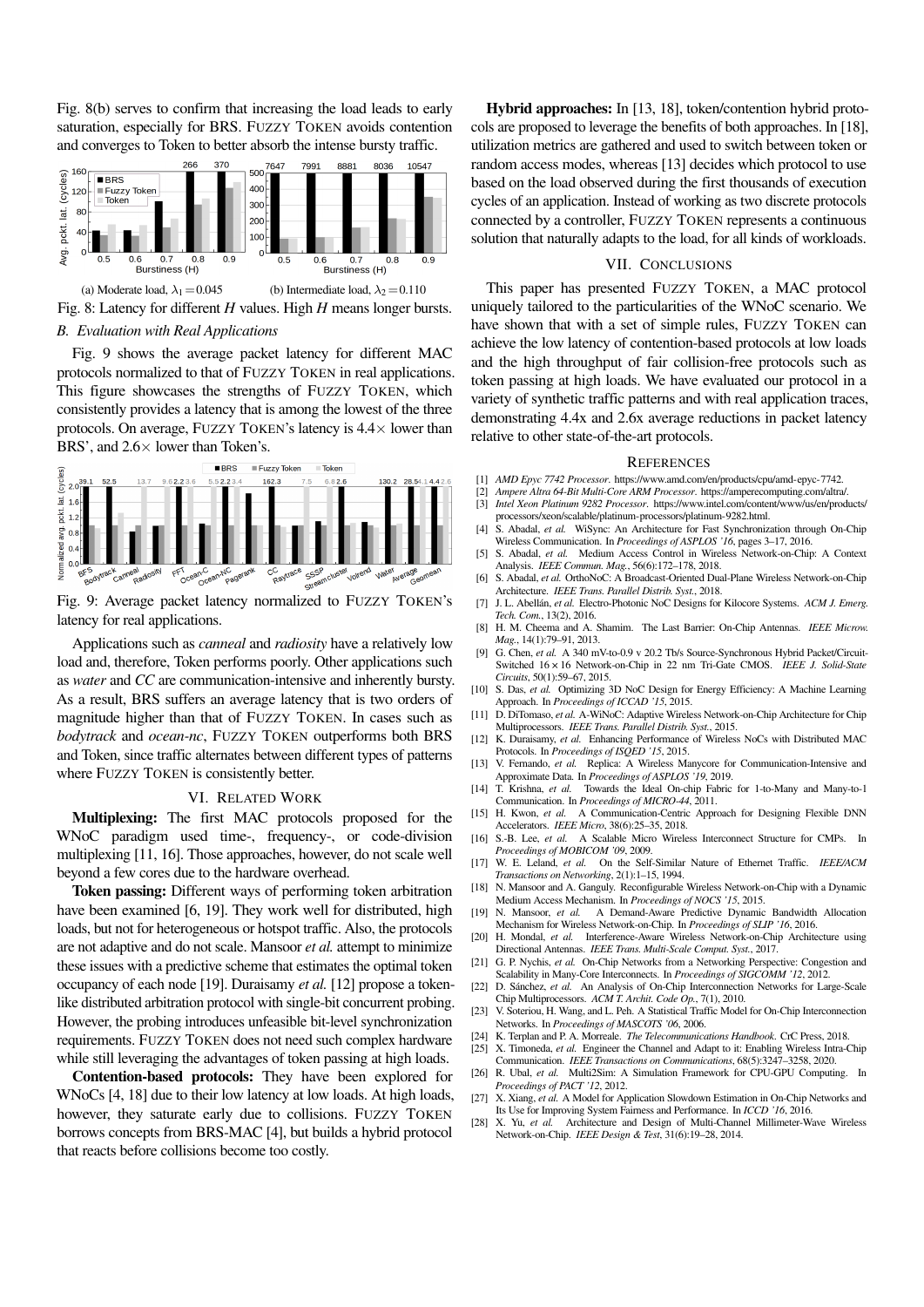Fig. 8(b) serves to confirm that increasing the load leads to early saturation, especially for BRS. FUZZY TOKEN avoids contention and converges to Token to better absorb the intense bursty traffic.

Avg. pckt. lat. (cycles)
BRS
Fuzzy Token
Token
266 370
7647 7991 8881 8036 10547
Burstiness (H)
0.5 0.6 0.7 0.8 0.9

(a) Moderate load, $\lambda_1 = 0.045$ (b) Intermediate load, $\lambda_2 = 0.110$

Fig. 8: Latency for different $H$ values. High $H$ means longer bursts.

### B. Evaluation with Real Applications

Fig. 9 shows the average packet latency for different MAC protocols normalized to that of FUZZY TOKEN in real applications. This figure showcases the strengths of FUZZY TOKEN, which consistently provides a latency that is among the lowest of the three protocols. On average, FUZZY TOKEN's latency is 4.4× lower than BRS', and 2.6× lower than Token's.

BRS Fuzzy Token Token
Normalized avg. pckt. lat. (cycles)
39.1 52.5 13.7 9.6 2.2 3.6 5.5 2.2 3.4 162.3 7.5 6.8 2.6 130.2 28.5 4.1 4.4 2.6
BFS Bodytrack Canneal Radiosity FFT Ocean-C Ocean-NC Pagerank CC Raytrace SSSP Streamcluster Volrend Water Average Geomean

Fig. 9: Average packet latency normalized to FUZZY TOKEN's latency for real applications.

Applications such as *canneal* and *radiosity* have a relatively low load and, therefore, Token performs poorly. Other applications such as *water* and *CC* are communication-intensive and inherently bursty. As a result, BRS suffers an average latency that is two orders of magnitude higher than that of FUZZY TOKEN. In cases such as *bodytrack* and *ocean-nc*, FUZZY TOKEN outperforms both BRS and Token, since traffic alternates between different types of patterns where FUZZY TOKEN is consistently better.

## VI. RELATED WORK

**Multiplexing:** The first MAC protocols proposed for the WNoC paradigm used time-, frequency-, or code-division multiplexing [11, 16]. Those approaches, however, do not scale well beyond a few cores due to the hardware overhead.

**Token passing:** Different ways of performing token arbitration have been examined [6, 19]. They work well for distributed, high loads, but not for heterogeneous or hotspot traffic. Also, the protocols are not adaptive and do not scale. Mansoor *et al.* attempt to minimize these issues with a predictive scheme that estimates the optimal token occupancy of each node [19]. Duraisamy *et al.* [12] propose a token-like distributed arbitration protocol with single-bit concurrent probing. However, the probing introduces unfeasible bit-level synchronization requirements. FUZZY TOKEN does not need such complex hardware while still leveraging the advantages of token passing at high loads.

**Contention-based protocols:** They have been explored for WNoCs [4, 18] due to their low latency at low loads. At high loads, however, they saturate early due to collisions. FUZZY TOKEN borrows concepts from BRS-MAC [4], but builds a hybrid protocol that reacts before collisions become too costly.

**Hybrid approaches:** In [13, 18], token/contention hybrid protocols are proposed to leverage the benefits of both approaches. In [18], utilization metrics are gathered and used to switch between token or random access modes, whereas [13] decides which protocol to use based on the load observed during the first thousands of execution cycles of an application. Instead of working as two discrete protocols connected by a controller, FUZZY TOKEN represents a continuous solution that naturally adapts to the load, for all kinds of workloads.

## VII. CONCLUSIONS

This paper has presented FUZZY TOKEN, a MAC protocol uniquely tailored to the particularities of the WNoC scenario. We have shown that with a set of simple rules, FUZZY TOKEN can achieve the low latency of contention-based protocols at low loads and the high throughput of fair collision-free protocols such as token passing at high loads. We have evaluated our protocol in a variety of synthetic traffic patterns and with real application traces, demonstrating 4.4x and 2.6x average reductions in packet latency relative to other state-of-the-art protocols.

## REFERENCES

[1] *AMD Epyc 7742 Processor*. https://www.amd.com/en/products/cpu/amd-epyc-7742.
[2] *Ampere Altra 64-Bit Multi-Core ARM Processor*. https://amperecomputing.com/altra/.
[3] *Intel Xeon Platinum 9282 Processor*. https://www.intel.com/content/www/us/en/products/processors/xeon/scalable/platinum-processors/platinum-9282.html.
[4] S. Abadal, *et al.* WiSync: An Architecture for Fast Synchronization through On-Chip Wireless Communication. In *Proceedings of ASPLOS '16*, pages 3–17, 2016.
[5] S. Abadal, *et al.* Medium Access Control in Wireless Network-on-Chip: A Context Analysis. *IEEE Commun. Mag.*, 56(6):172–178, 2018.
[6] S. Abadal, *et al.* OrthoNoC: A Broadcast-Oriented Dual-Plane Wireless Network-on-Chip Architecture. *IEEE Trans. Parallel Distrib. Syst.*, 2018.
[7] J. L. Abellán, *et al.* Electro-Photonic NoC Designs for Kilocore Systems. *ACM J. Emerg. Tech. Com.*, 13(2), 2016.
[8] H. M. Cheema and A. Shamim. The Last Barrier: On-Chip Antennas. *IEEE Microw. Mag.*, 14(1):79–91, 2013.
[9] G. Chen, *et al.* A 340 mV-to-0.9 v 20.2 Tb/s Source-Synchronous Hybrid Packet/Circuit-Switched 16 × 16 Network-on-Chip in 22 nm Tri-Gate CMOS. *IEEE J. Solid-State Circuits*, 50(1):59–67, 2015.
[10] S. Das, *et al.* Optimizing 3D NoC Design for Energy Efficiency: A Machine Learning Approach. In *Proceedings of ICCAD '15*, 2015.
[11] D. DiTomaso, *et al.* A-WiNoC: Adaptive Wireless Network-on-Chip Architecture for Chip Multiprocessors. *IEEE Trans. Parallel Distrib. Syst.*, 2015.
[12] K. Duraisamy, *et al.* Enhancing Performance of Wireless NoCs with Distributed MAC Protocols. In *Proceedings of ISQED '15*, 2015.
[13] V. Fernando, *et al.* Replica: A Wireless Manycore for Communication-Intensive and Approximate Data. In *Proceedings of ASPLOS '19*, 2019.
[14] T. Krishna, *et al.* Towards the Ideal On-chip Fabric for 1-to-Many and Many-to-1 Communication. In *Proceedings of MICRO-44*, 2011.
[15] H. Kwon, *et al.* A Communication-Centric Approach for Designing Flexible DNN Accelerators. *IEEE Micro*, 38(6):25–35, 2018.
[16] S.-B. Lee, *et al.* A Scalable Micro Wireless Interconnect Structure for CMPs. In *Proceedings of MOBICOM '09*, 2009.
[17] W. E. Leland, *et al.* On the Self-Similar Nature of Ethernet Traffic. *IEEE/ACM Transactions on Networking*, 2(1):1–15, 1994.
[18] N. Mansoor and A. Ganguly. Reconfigurable Wireless Network-on-Chip with a Dynamic Medium Access Mechanism. In *Proceedings of NOCS '15*, 2015.
[19] N. Mansoor, *et al.* A Demand-Aware Predictive Dynamic Bandwidth Allocation Mechanism for Wireless Network-on-Chip. In *Proceedings of SLIP '16*, 2016.
[20] H. Mondal, *et al.* Interference-Aware Wireless Network-on-Chip Architecture using Directional Antennas. *IEEE Trans. Multi-Scale Comput. Syst.*, 2017.
[21] G. P. Nychis, *et al.* On-Chip Networks from a Networking Perspective: Congestion and Scalability in Many-Core Interconnects. In *Proceedings of SIGCOMM '12*, 2012.
[22] D. Sánchez, *et al.* An Analysis of On-Chip Interconnection Networks for Large-Scale Chip Multiprocessors. *ACM T. Archit. Code Op.*, 7(1), 2010.
[23] V. Soteriou, H. Wang, and L. Peh. A Statistical Traffic Model for On-Chip Interconnection Networks. In *Proceedings of MASCOTS '06*, 2006.
[24] K. Terplan and P. A. Morreale. *The Telecommunications Handbook*. CrC Press, 2018.
[25] X. Timoneda, *et al.* Engineer the Channel and Adapt to it: Enabling Wireless Intra-Chip Communication. *IEEE Transactions on Communications*, 68(5):3247–3258, 2020.
[26] R. Ubal, *et al.* Multi2Sim: A Simulation Framework for CPU-GPU Computing. In *Proceedings of PACT '12*, 2012.
[27] X. Xiang, *et al.* A Model for Application Slowdown Estimation in On-Chip Networks and Its Use for Improving System Fairness and Performance. In *ICCD '16*, 2016.
[28] X. Yu, *et al.* Architecture and Design of Multi-Channel Millimeter-Wave Wireless Network-on-Chip. *IEEE Design & Test*, 31(6):19–28, 2014.